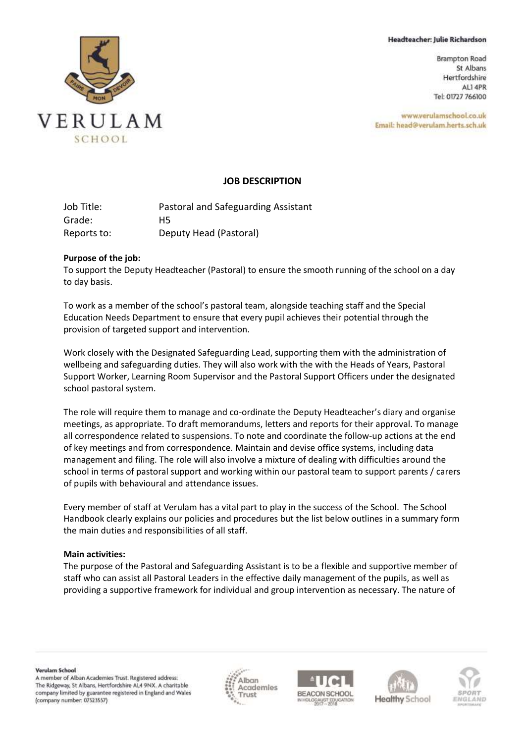Headteacher: Julie Richardson

Brampton Road
St Albans
Hertfordshire
AL1 4PR
Tel: 01727 766100

www.verulamschool.co.uk
Email: head@verulam.herts.sch.uk

## JOB DESCRIPTION

| | |
|---|---|
| Job Title: | Pastoral and Safeguarding Assistant |
| Grade: | H5 |
| Reports to: | Deputy Head (Pastoral) |

**Purpose of the job:**
To support the Deputy Headteacher (Pastoral) to ensure the smooth running of the school on a day to day basis.

To work as a member of the school's pastoral team, alongside teaching staff and the Special Education Needs Department to ensure that every pupil achieves their potential through the provision of targeted support and intervention.

Work closely with the Designated Safeguarding Lead, supporting them with the administration of wellbeing and safeguarding duties. They will also work with the with the Heads of Years, Pastoral Support Worker, Learning Room Supervisor and the Pastoral Support Officers under the designated school pastoral system.

The role will require them to manage and co-ordinate the Deputy Headteacher's diary and organise meetings, as appropriate. To draft memorandums, letters and reports for their approval. To manage all correspondence related to suspensions. To note and coordinate the follow-up actions at the end of key meetings and from correspondence. Maintain and devise office systems, including data management and filing. The role will also involve a mixture of dealing with difficulties around the school in terms of pastoral support and working within our pastoral team to support parents / carers of pupils with behavioural and attendance issues.

Every member of staff at Verulam has a vital part to play in the success of the School. The School Handbook clearly explains our policies and procedures but the list below outlines in a summary form the main duties and responsibilities of all staff.

**Main activities:**
The purpose of the Pastoral and Safeguarding Assistant is to be a flexible and supportive member of staff who can assist all Pastoral Leaders in the effective daily management of the pupils, as well as providing a supportive framework for individual and group intervention as necessary. The nature of

**Verulam School**
A member of Alban Academies Trust. Registered address: The Ridgeway, St Albans, Hertfordshire AL4 9NX. A charitable company limited by guarantee registered in England and Wales (company number: 07523557)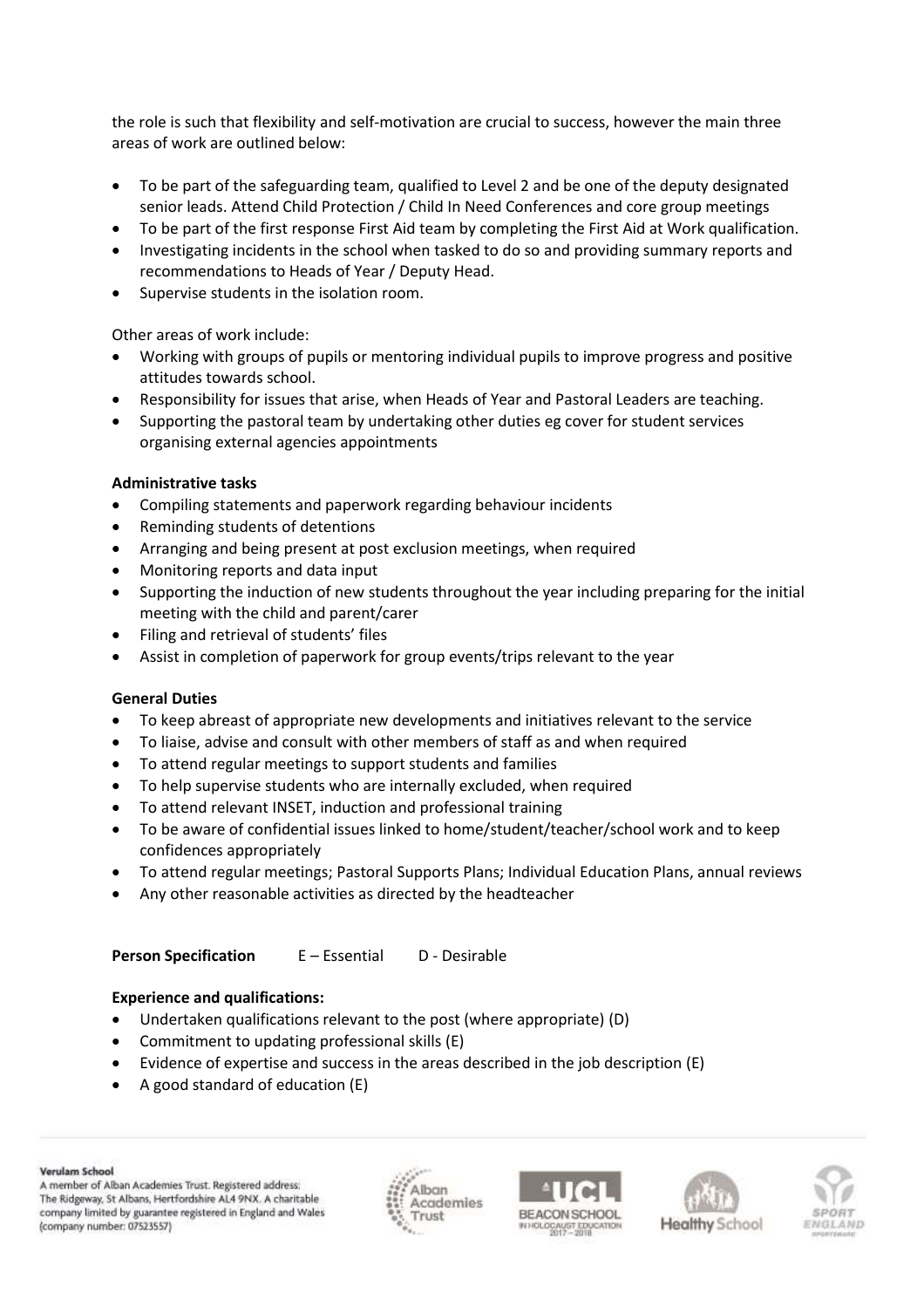the role is such that flexibility and self-motivation are crucial to success, however the main three areas of work are outlined below:

- To be part of the safeguarding team, qualified to Level 2 and be one of the deputy designated senior leads. Attend Child Protection / Child In Need Conferences and core group meetings
- To be part of the first response First Aid team by completing the First Aid at Work qualification.
- Investigating incidents in the school when tasked to do so and providing summary reports and recommendations to Heads of Year / Deputy Head.
- Supervise students in the isolation room.

Other areas of work include:

- Working with groups of pupils or mentoring individual pupils to improve progress and positive attitudes towards school.
- Responsibility for issues that arise, when Heads of Year and Pastoral Leaders are teaching.
- Supporting the pastoral team by undertaking other duties eg cover for student services organising external agencies appointments

**Administrative tasks**

- Compiling statements and paperwork regarding behaviour incidents
- Reminding students of detentions
- Arranging and being present at post exclusion meetings, when required
- Monitoring reports and data input
- Supporting the induction of new students throughout the year including preparing for the initial meeting with the child and parent/carer
- Filing and retrieval of students' files
- Assist in completion of paperwork for group events/trips relevant to the year

**General Duties**

- To keep abreast of appropriate new developments and initiatives relevant to the service
- To liaise, advise and consult with other members of staff as and when required
- To attend regular meetings to support students and families
- To help supervise students who are internally excluded, when required
- To attend relevant INSET, induction and professional training
- To be aware of confidential issues linked to home/student/teacher/school work and to keep confidences appropriately
- To attend regular meetings; Pastoral Supports Plans; Individual Education Plans, annual reviews
- Any other reasonable activities as directed by the headteacher

**Person Specification** E – Essential D - Desirable

**Experience and qualifications:**

- Undertaken qualifications relevant to the post (where appropriate) (D)
- Commitment to updating professional skills (E)
- Evidence of expertise and success in the areas described in the job description (E)
- A good standard of education (E)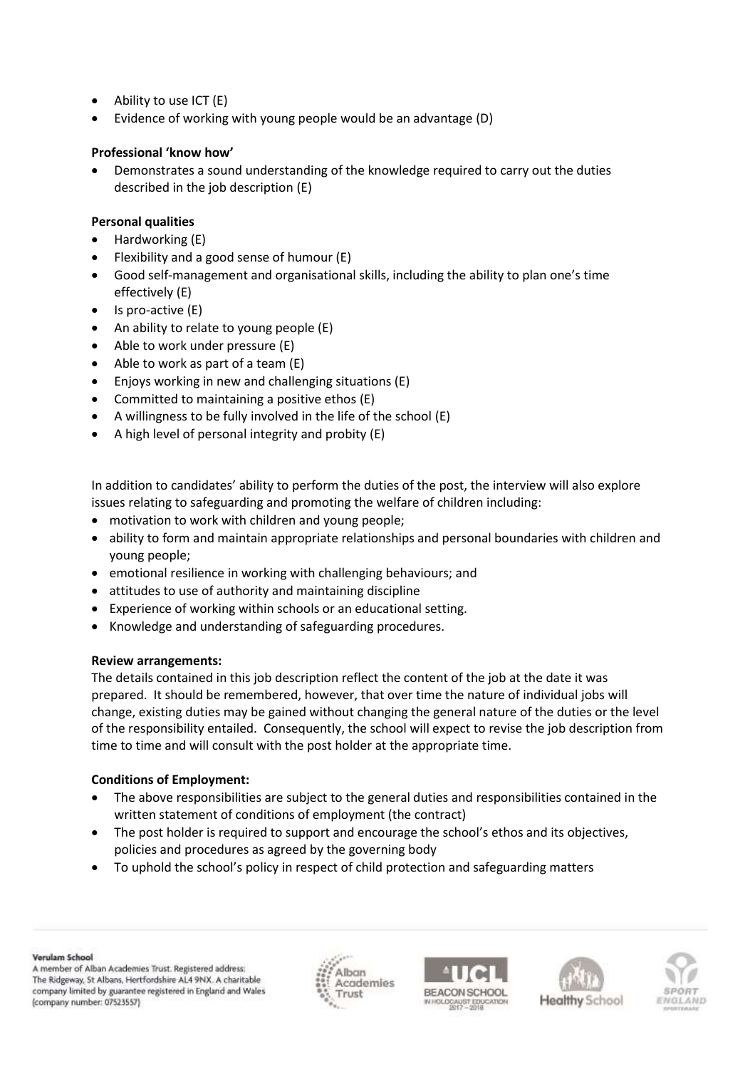- Ability to use ICT (E)
- Evidence of working with young people would be an advantage (D)

**Professional 'know how'**

- Demonstrates a sound understanding of the knowledge required to carry out the duties described in the job description (E)

**Personal qualities**

- Hardworking (E)
- Flexibility and a good sense of humour (E)
- Good self-management and organisational skills, including the ability to plan one's time effectively (E)
- Is pro-active (E)
- An ability to relate to young people (E)
- Able to work under pressure (E)
- Able to work as part of a team (E)
- Enjoys working in new and challenging situations (E)
- Committed to maintaining a positive ethos (E)
- A willingness to be fully involved in the life of the school (E)
- A high level of personal integrity and probity (E)

In addition to candidates' ability to perform the duties of the post, the interview will also explore issues relating to safeguarding and promoting the welfare of children including:

- motivation to work with children and young people;
- ability to form and maintain appropriate relationships and personal boundaries with children and young people;
- emotional resilience in working with challenging behaviours; and
- attitudes to use of authority and maintaining discipline
- Experience of working within schools or an educational setting.
- Knowledge and understanding of safeguarding procedures.

**Review arrangements:**

The details contained in this job description reflect the content of the job at the date it was prepared. It should be remembered, however, that over time the nature of individual jobs will change, existing duties may be gained without changing the general nature of the duties or the level of the responsibility entailed. Consequently, the school will expect to revise the job description from time to time and will consult with the post holder at the appropriate time.

**Conditions of Employment:**

- The above responsibilities are subject to the general duties and responsibilities contained in the written statement of conditions of employment (the contract)
- The post holder is required to support and encourage the school's ethos and its objectives, policies and procedures as agreed by the governing body
- To uphold the school's policy in respect of child protection and safeguarding matters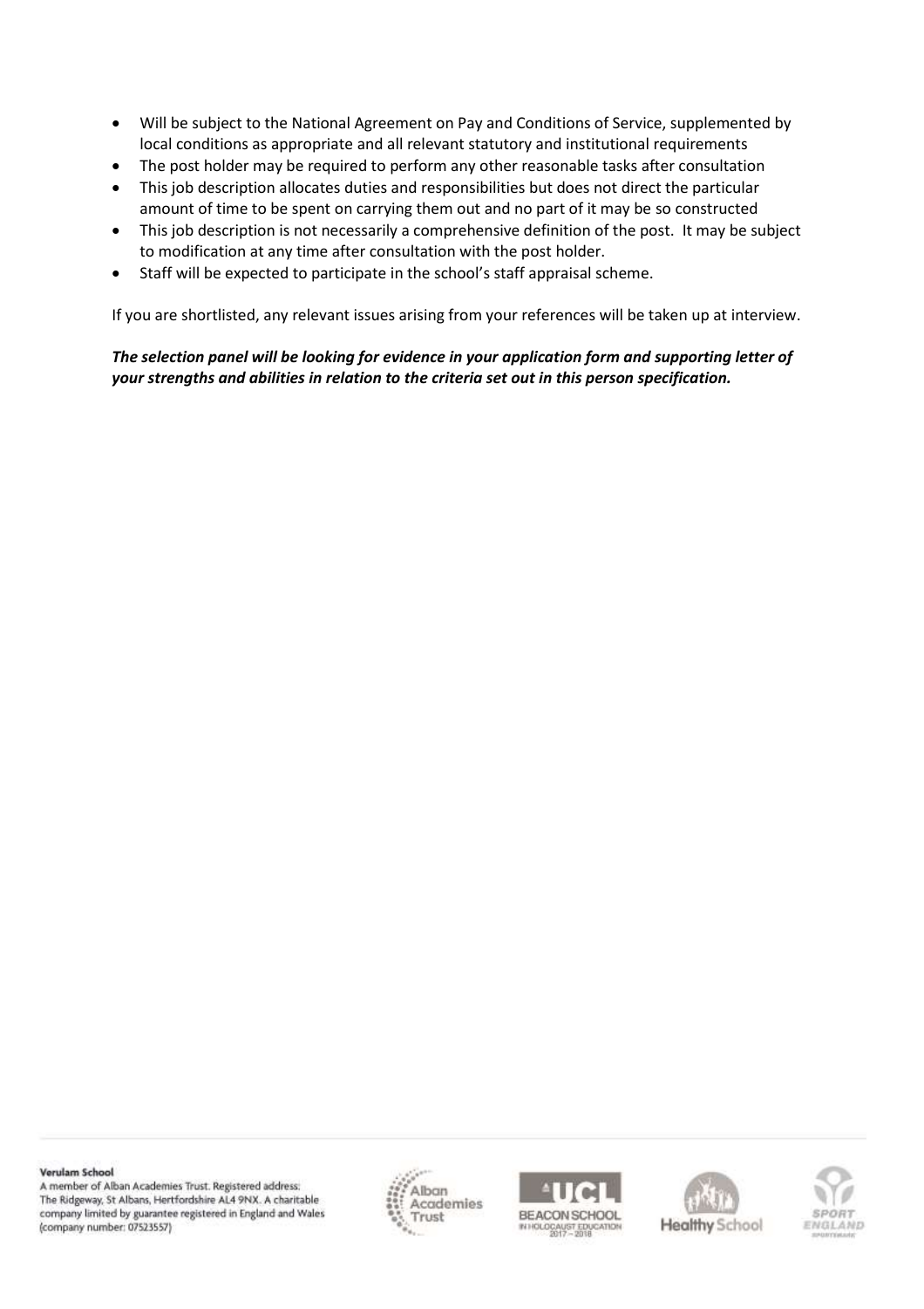- Will be subject to the National Agreement on Pay and Conditions of Service, supplemented by local conditions as appropriate and all relevant statutory and institutional requirements
- The post holder may be required to perform any other reasonable tasks after consultation
- This job description allocates duties and responsibilities but does not direct the particular amount of time to be spent on carrying them out and no part of it may be so constructed
- This job description is not necessarily a comprehensive definition of the post. It may be subject to modification at any time after consultation with the post holder.
- Staff will be expected to participate in the school's staff appraisal scheme.

If you are shortlisted, any relevant issues arising from your references will be taken up at interview.

***The selection panel will be looking for evidence in your application form and supporting letter of your strengths and abilities in relation to the criteria set out in this person specification.***